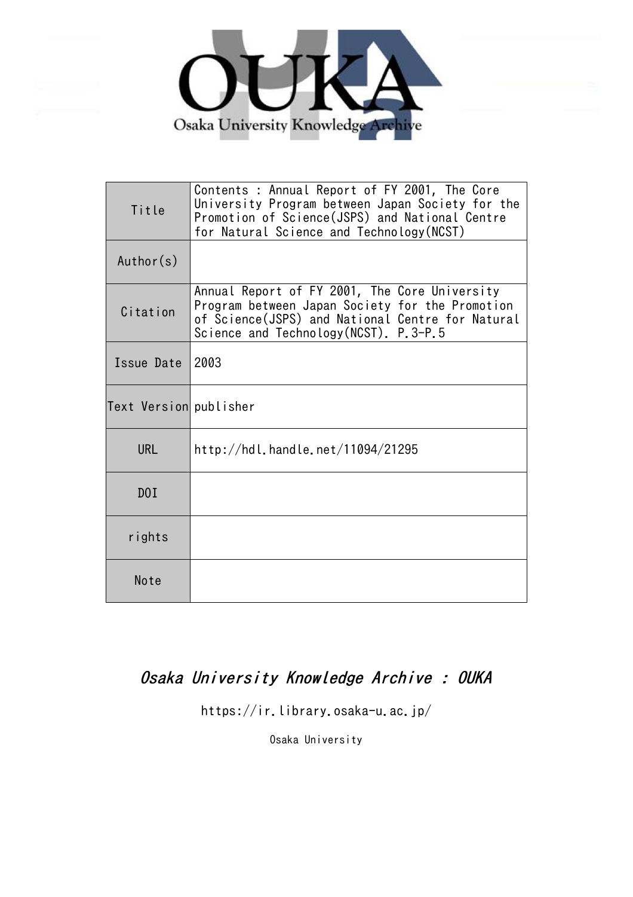Osaka University Knowledge Archive

| Title | Contents : Annual Report of FY 2001, The Core University Program between Japan Society for the Promotion of Science(JSPS) and National Centre for Natural Science and Technology(NCST) |
|---|---|
| Author(s) | |
| Citation | Annual Report of FY 2001, The Core University Program between Japan Society for the Promotion of Science(JSPS) and National Centre for Natural Science and Technology(NCST). P.3-P.5 |
| Issue Date | 2003 |
| Text Version | publisher |
| URL | http://hdl.handle.net/11094/21295 |
| DOI | |
| rights | |
| Note | |

*Osaka University Knowledge Archive : OUKA*

https://ir.library.osaka-u.ac.jp/

Osaka University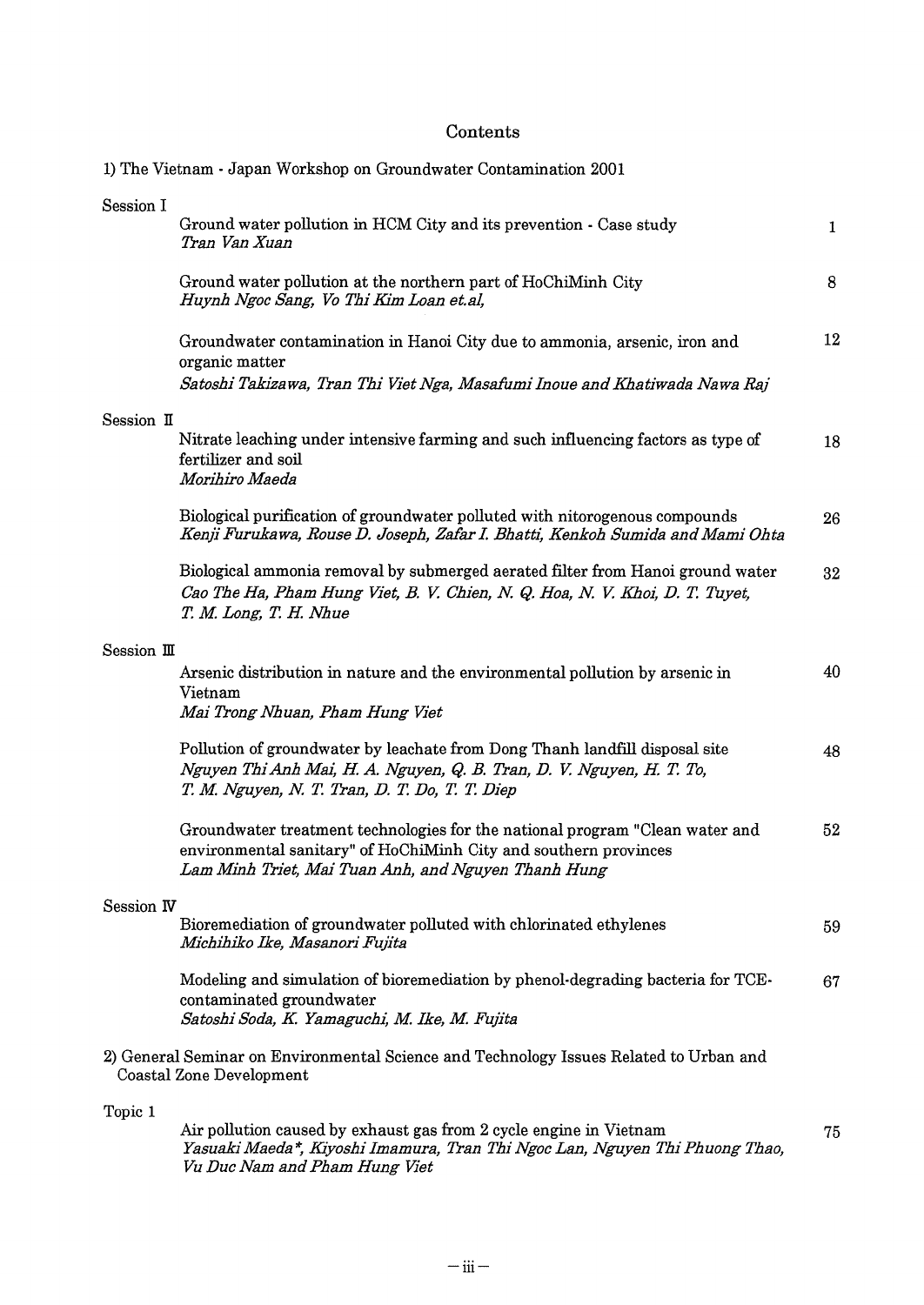# Contents

1) The Vietnam - Japan Workshop on Groundwater Contamination 2001

## Session I

Ground water pollution in HCM City and its prevention - Case study — 1
*Tran Van Xuan*

Ground water pollution at the northern part of HoChiMinh City — 8
*Huynh Ngoc Sang, Vo Thi Kim Loan et.al,*

Groundwater contamination in Hanoi City due to ammonia, arsenic, iron and organic matter — 12
*Satoshi Takizawa, Tran Thi Viet Nga, Masafumi Inoue and Khatiwada Nawa Raj*

## Session II

Nitrate leaching under intensive farming and such influencing factors as type of fertilizer and soil — 18
*Morihiro Maeda*

Biological purification of groundwater polluted with nitorogenous compounds — 26
*Kenji Furukawa, Rouse D. Joseph, Zafar I. Bhatti, Kenkoh Sumida and Mami Ohta*

Biological ammonia removal by submerged aerated filter from Hanoi ground water — 32
*Cao The Ha, Pham Hung Viet, B. V. Chien, N. Q. Hoa, N. V. Khoi, D. T. Tuyet, T. M. Long, T. H. Nhue*

## Session III

Arsenic distribution in nature and the environmental pollution by arsenic in Vietnam — 40
*Mai Trong Nhuan, Pham Hung Viet*

Pollution of groundwater by leachate from Dong Thanh landfill disposal site — 48
*Nguyen Thi Anh Mai, H. A. Nguyen, Q. B. Tran, D. V. Nguyen, H. T. To, T. M. Nguyen, N. T. Tran, D. T. Do, T. T. Diep*

Groundwater treatment technologies for the national program "Clean water and environmental sanitary" of HoChiMinh City and southern provinces — 52
*Lam Minh Triet, Mai Tuan Anh, and Nguyen Thanh Hung*

## Session IV

Bioremediation of groundwater polluted with chlorinated ethylenes — 59
*Michihiko Ike, Masanori Fujita*

Modeling and simulation of bioremediation by phenol-degrading bacteria for TCE-contaminated groundwater — 67
*Satoshi Soda, K. Yamaguchi, M. Ike, M. Fujita*

2) General Seminar on Environmental Science and Technology Issues Related to Urban and Coastal Zone Development

## Topic 1

Air pollution caused by exhaust gas from 2 cycle engine in Vietnam — 75
*Yasuaki Maeda*, Kiyoshi Imamura, Tran Thi Ngoc Lan, Nguyen Thi Phuong Thao, Vu Duc Nam and Pham Hung Viet*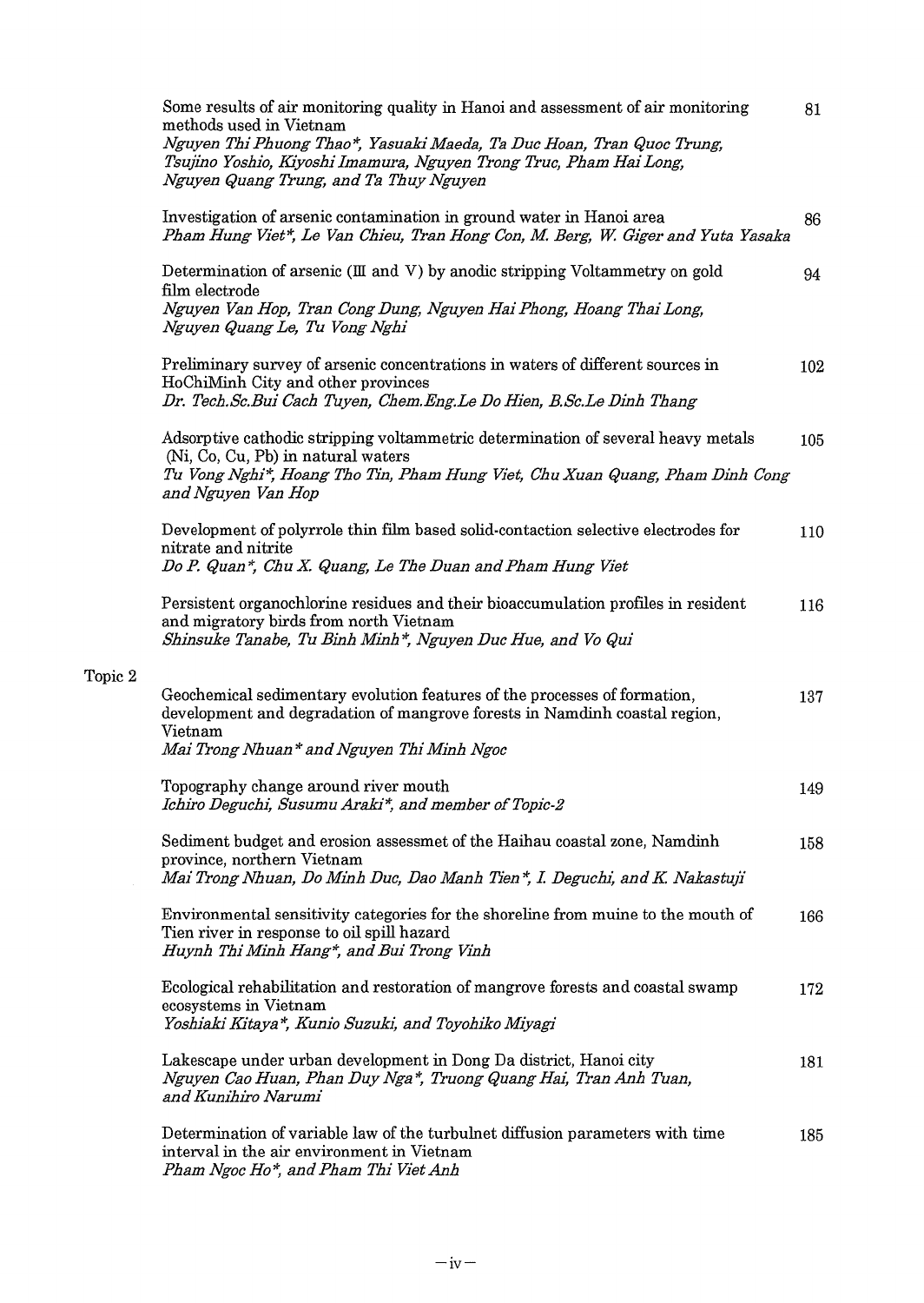Some results of air monitoring quality in Hanoi and assessment of air monitoring methods used in Vietnam — 81
*Nguyen Thi Phuong Thao*, Yasuaki Maeda, Ta Duc Hoan, Tran Quoc Trung, Tsujino Yoshio, Kiyoshi Imamura, Nguyen Trong Truc, Pham Hai Long, Nguyen Quang Trung, and Ta Thuy Nguyen*

Investigation of arsenic contamination in ground water in Hanoi area — 86
*Pham Hung Viet*, Le Van Chieu, Tran Hong Con, M. Berg, W. Giger and Yuta Yasaka*

Determination of arsenic (III and V) by anodic stripping Voltammetry on gold film electrode — 94
*Nguyen Van Hop, Tran Cong Dung, Nguyen Hai Phong, Hoang Thai Long, Nguyen Quang Le, Tu Vong Nghi*

Preliminary survey of arsenic concentrations in waters of different sources in HoChiMinh City and other provinces — 102
*Dr. Tech.Sc.Bui Cach Tuyen, Chem.Eng.Le Do Hien, B.Sc.Le Dinh Thang*

Adsorptive cathodic stripping voltammetric determination of several heavy metals (Ni, Co, Cu, Pb) in natural waters — 105
*Tu Vong Nghi*, Hoang Tho Tin, Pham Hung Viet, Chu Xuan Quang, Pham Dinh Cong and Nguyen Van Hop*

Development of polyrrole thin film based solid-contaction selective electrodes for nitrate and nitrite — 110
*Do P. Quan*, Chu X. Quang, Le The Duan and Pham Hung Viet*

Persistent organochlorine residues and their bioaccumulation profiles in resident and migratory birds from north Vietnam — 116
*Shinsuke Tanabe, Tu Binh Minh*, Nguyen Duc Hue, and Vo Qui*

Topic 2

Geochemical sedimentary evolution features of the processes of formation, development and degradation of mangrove forests in Namdinh coastal region, Vietnam — 137
*Mai Trong Nhuan* and Nguyen Thi Minh Ngoc*

Topography change around river mouth — 149
*Ichiro Deguchi, Susumu Araki*, and member of Topic-2*

Sediment budget and erosion assessmet of the Haihau coastal zone, Namdinh province, northern Vietnam — 158
*Mai Trong Nhuan, Do Minh Duc, Dao Manh Tien*, I. Deguchi, and K. Nakastuji*

Environmental sensitivity categories for the shoreline from muine to the mouth of Tien river in response to oil spill hazard — 166
*Huynh Thi Minh Hang*, and Bui Trong Vinh*

Ecological rehabilitation and restoration of mangrove forests and coastal swamp ecosystems in Vietnam — 172
*Yoshiaki Kitaya*, Kunio Suzuki, and Toyohiko Miyagi*

Lakescape under urban development in Dong Da district, Hanoi city — 181
*Nguyen Cao Huan, Phan Duy Nga*, Truong Quang Hai, Tran Anh Tuan, and Kunihiro Narumi*

Determination of variable law of the turbulnet diffusion parameters with time interval in the air environment in Vietnam — 185
*Pham Ngoc Ho*, and Pham Thi Viet Anh*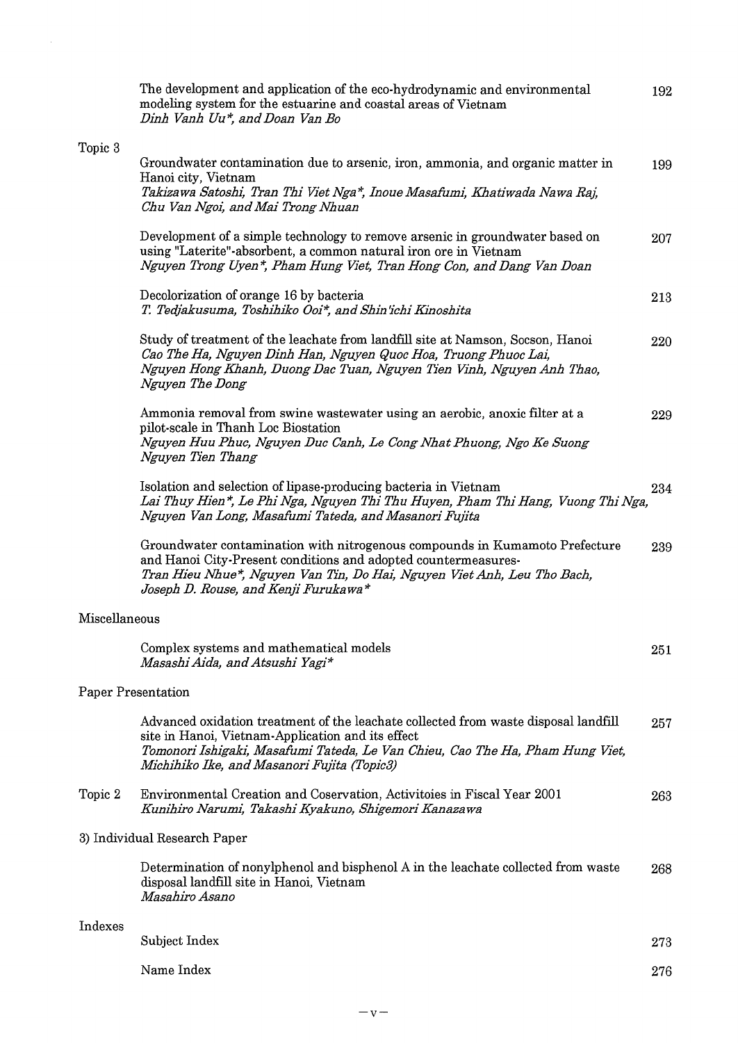The development and application of the eco-hydrodynamic and environmental modeling system for the estuarine and coastal areas of Vietnam 192
*Dinh Vanh Uu\*, and Doan Van Bo*

Topic 3

Groundwater contamination due to arsenic, iron, ammonia, and organic matter in Hanoi city, Vietnam 199
*Takizawa Satoshi, Tran Thi Viet Nga\*, Inoue Masafumi, Khatiwada Nawa Raj, Chu Van Ngoi, and Mai Trong Nhuan*

Development of a simple technology to remove arsenic in groundwater based on using "Laterite"-absorbent, a common natural iron ore in Vietnam 207
*Nguyen Trong Uyen\*, Pham Hung Viet, Tran Hong Con, and Dang Van Doan*

Decolorization of orange 16 by bacteria 213
*T. Tedjakusuma, Toshihiko Ooi\*, and Shin'ichi Kinoshita*

Study of treatment of the leachate from landfill site at Namson, Socson, Hanoi 220
*Cao The Ha, Nguyen Dinh Han, Nguyen Quoc Hoa, Truong Phuoc Lai, Nguyen Hong Khanh, Duong Dac Tuan, Nguyen Tien Vinh, Nguyen Anh Thao, Nguyen The Dong*

Ammonia removal from swine wastewater using an aerobic, anoxic filter at a pilot-scale in Thanh Loc Biostation 229
*Nguyen Huu Phuc, Nguyen Duc Canh, Le Cong Nhat Phuong, Ngo Ke Suong Nguyen Tien Thang*

Isolation and selection of lipase-producing bacteria in Vietnam 234
*Lai Thuy Hien\*, Le Phi Nga, Nguyen Thi Thu Huyen, Pham Thi Hang, Vuong Thi Nga, Nguyen Van Long, Masafumi Tateda, and Masanori Fujita*

Groundwater contamination with nitrogenous compounds in Kumamoto Prefecture and Hanoi City-Present conditions and adopted countermeasures- 239
*Tran Hieu Nhue\*, Nguyen Van Tin, Do Hai, Nguyen Viet Anh, Leu Tho Bach, Joseph D. Rouse, and Kenji Furukawa\**

Miscellaneous

Complex systems and mathematical models 251
*Masashi Aida, and Atsushi Yagi\**

Paper Presentation

Advanced oxidation treatment of the leachate collected from waste disposal landfill site in Hanoi, Vietnam-Application and its effect 257
*Tomonori Ishigaki, Masafumi Tateda, Le Van Chieu, Cao The Ha, Pham Hung Viet, Michihiko Ike, and Masanori Fujita (Topic3)*

Topic 2 Environmental Creation and Coservation, Activitoies in Fiscal Year 2001 263
*Kunihiro Narumi, Takashi Kyakuno, Shigemori Kanazawa*

3) Individual Research Paper

Determination of nonylphenol and bisphenol A in the leachate collected from waste disposal landfill site in Hanoi, Vietnam 268
*Masahiro Asano*

Indexes

Subject Index 273

Name Index 276